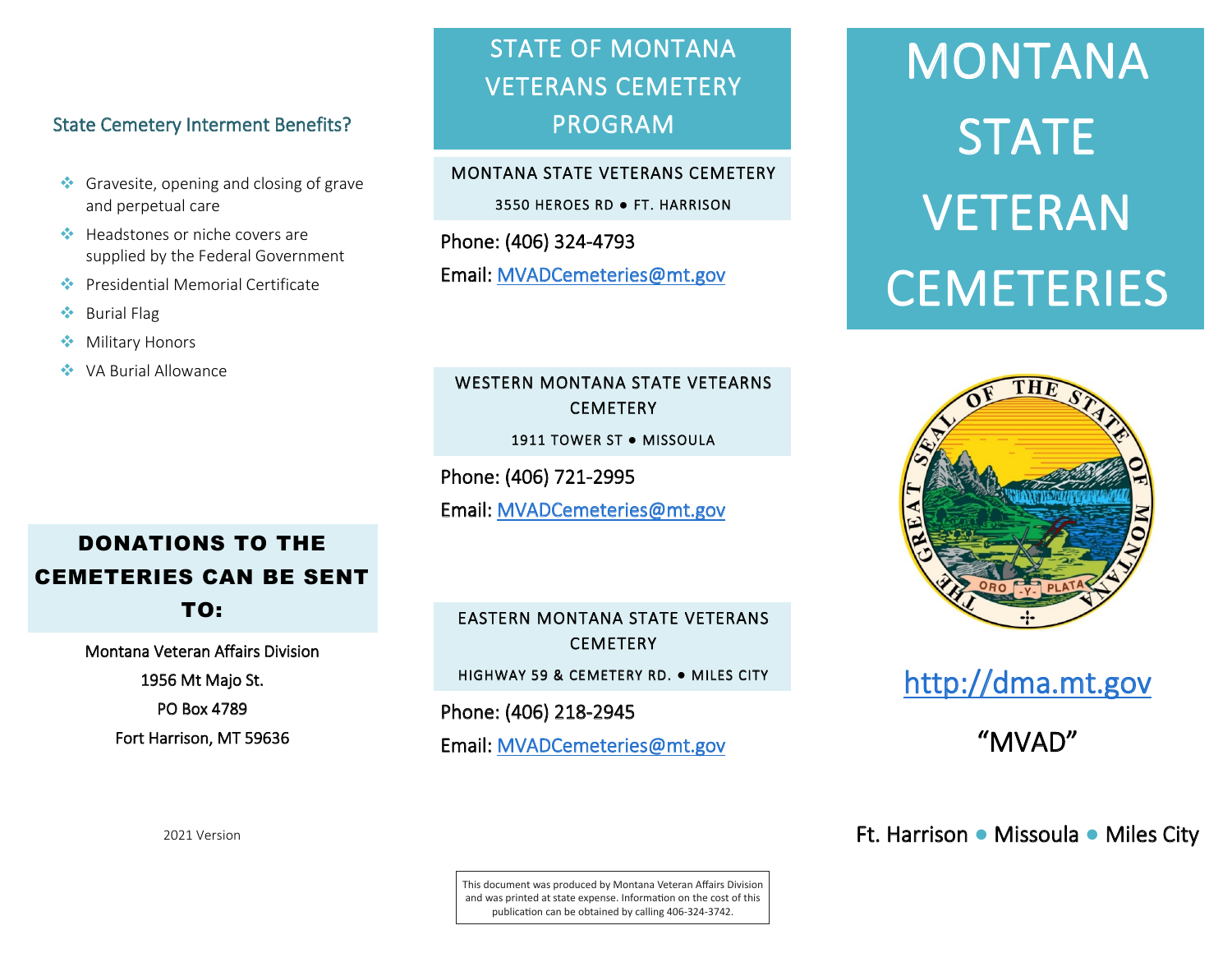## State Cemetery Interment Benefits?

- Gravesite, opening and closing of grave and perpetual care
- Headstones or niche covers are supplied by the Federal Government
- Presidential Memorial Certificate
- Burial Flag
- Military Honors
- VA Burial Allowance

## DONATIONS TO THE CEMETERIES CAN BE SENT TO:

Montana Veteran Affairs Division
1956 Mt Majo St.
PO Box 4789
Fort Harrison, MT 59636

2021 Version

# STATE OF MONTANA VETERANS CEMETERY PROGRAM

### MONTANA STATE VETERANS CEMETERY

3550 HEROES RD ● FT. HARRISON

Phone: (406) 324-4793

Email: MVADCemeteries@mt.gov

### WESTERN MONTANA STATE VETEARNS CEMETERY

1911 TOWER ST ● MISSOULA

Phone: (406) 721-2995

Email: MVADCemeteries@mt.gov

### EASTERN MONTANA STATE VETERANS CEMETERY

HIGHWAY 59 & CEMETERY RD. ● MILES CITY

Phone: (406) 218-2945

Email: MVADCemeteries@mt.gov

This document was produced by Montana Veteran Affairs Division and was printed at state expense. Information on the cost of this publication can be obtained by calling 406-324-3742.

# MONTANA STATE VETERAN CEMETERIES

THE GREAT SEAL OF THE STATE OF MONTANA
ORO Y PLATA

http://dma.mt.gov

"MVAD"

Ft. Harrison ● Missoula ● Miles City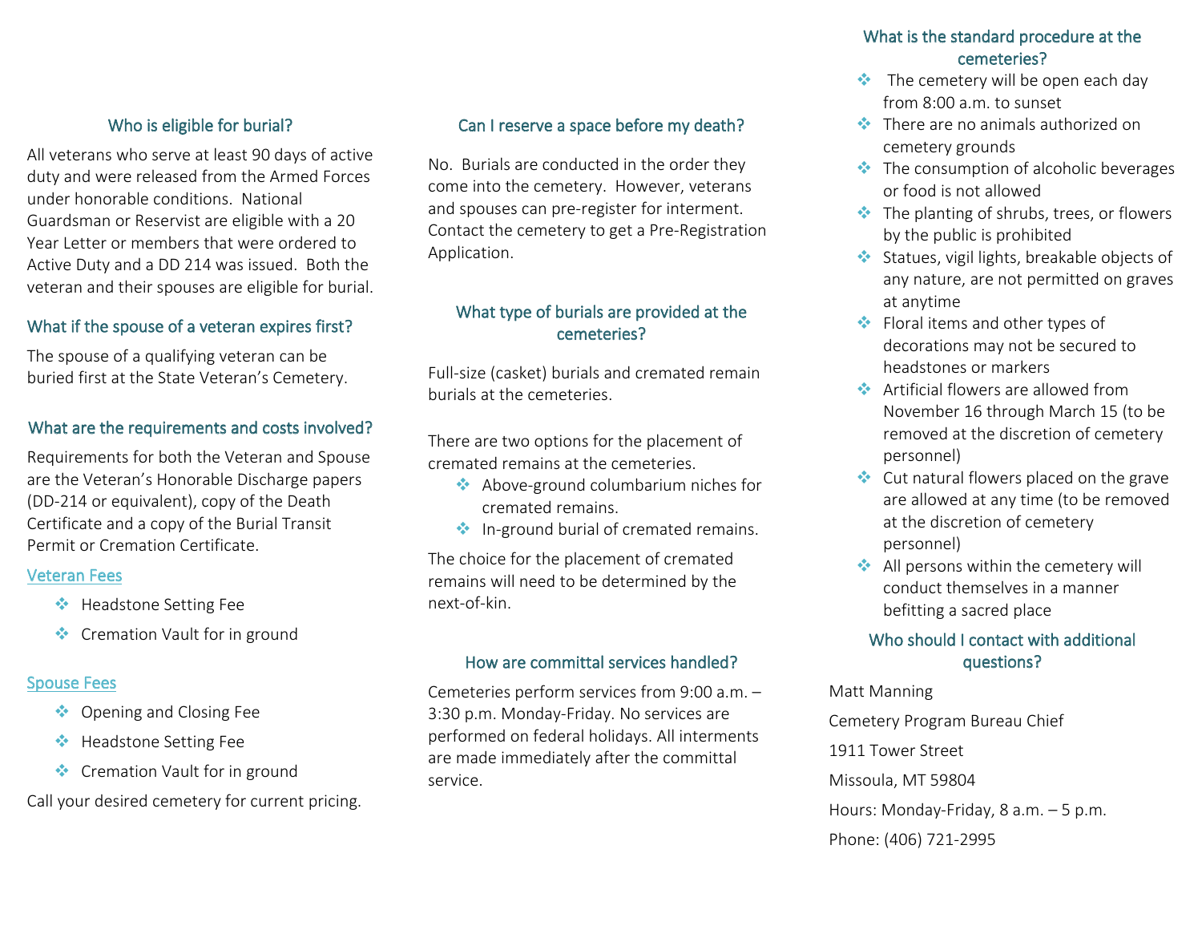## Who is eligible for burial?

All veterans who serve at least 90 days of active duty and were released from the Armed Forces under honorable conditions. National Guardsman or Reservist are eligible with a 20 Year Letter or members that were ordered to Active Duty and a DD 214 was issued. Both the veteran and their spouses are eligible for burial.

## What if the spouse of a veteran expires first?

The spouse of a qualifying veteran can be buried first at the State Veteran's Cemetery.

## What are the requirements and costs involved?

Requirements for both the Veteran and Spouse are the Veteran's Honorable Discharge papers (DD-214 or equivalent), copy of the Death Certificate and a copy of the Burial Transit Permit or Cremation Certificate.

Veteran Fees

- Headstone Setting Fee
- Cremation Vault for in ground

Spouse Fees

- Opening and Closing Fee
- Headstone Setting Fee
- Cremation Vault for in ground

Call your desired cemetery for current pricing.

## Can I reserve a space before my death?

No. Burials are conducted in the order they come into the cemetery. However, veterans and spouses can pre-register for interment. Contact the cemetery to get a Pre-Registration Application.

## What type of burials are provided at the cemeteries?

Full-size (casket) burials and cremated remain burials at the cemeteries.

There are two options for the placement of cremated remains at the cemeteries.

- Above-ground columbarium niches for cremated remains.
- In-ground burial of cremated remains.

The choice for the placement of cremated remains will need to be determined by the next-of-kin.

## How are committal services handled?

Cemeteries perform services from 9:00 a.m. – 3:30 p.m. Monday-Friday. No services are performed on federal holidays. All interments are made immediately after the committal service.

## What is the standard procedure at the cemeteries?

- The cemetery will be open each day from 8:00 a.m. to sunset
- There are no animals authorized on cemetery grounds
- The consumption of alcoholic beverages or food is not allowed
- The planting of shrubs, trees, or flowers by the public is prohibited
- Statues, vigil lights, breakable objects of any nature, are not permitted on graves at anytime
- Floral items and other types of decorations may not be secured to headstones or markers
- Artificial flowers are allowed from November 16 through March 15 (to be removed at the discretion of cemetery personnel)
- Cut natural flowers placed on the grave are allowed at any time (to be removed at the discretion of cemetery personnel)
- All persons within the cemetery will conduct themselves in a manner befitting a sacred place

## Who should I contact with additional questions?

Matt Manning

Cemetery Program Bureau Chief

1911 Tower Street

Missoula, MT 59804

Hours: Monday-Friday, 8 a.m. – 5 p.m.

Phone: (406) 721-2995